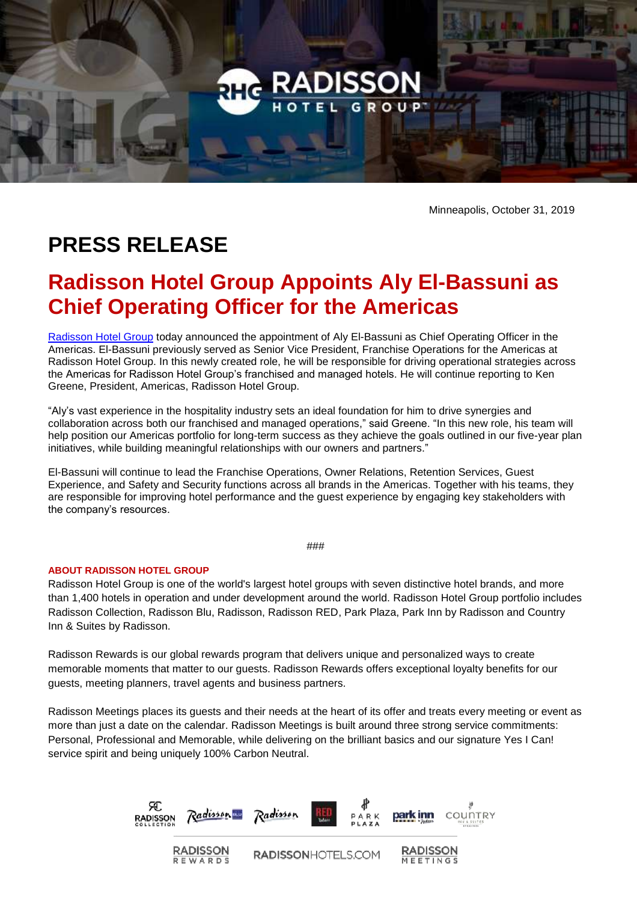Minneapolis, October 31, 2019

# PRESS RELEASE

## Radisson Hotel Group Appoints Aly El-Bassuni as Chief Operating Officer for the Americas

Radisson Hotel Group today announced the appointment of Aly El-Bassuni as Chief Operating Officer in the Americas. El-Bassuni previously served as Senior Vice President, Franchise Operations for the Americas at Radisson Hotel Group. In this newly created role, he will be responsible for driving operational strategies across the Americas for Radisson Hotel Group's franchised and managed hotels. He will continue reporting to Ken Greene, President, Americas, Radisson Hotel Group.

"Aly's vast experience in the hospitality industry sets an ideal foundation for him to drive synergies and collaboration across both our franchised and managed operations," said Greene. "In this new role, his team will help position our Americas portfolio for long-term success as they achieve the goals outlined in our five-year plan initiatives, while building meaningful relationships with our owners and partners."

El-Bassuni will continue to lead the Franchise Operations, Owner Relations, Retention Services, Guest Experience, and Safety and Security functions across all brands in the Americas. Together with his teams, they are responsible for improving hotel performance and the guest experience by engaging key stakeholders with the company's resources.

###

**ABOUT RADISSON HOTEL GROUP**

Radisson Hotel Group is one of the world's largest hotel groups with seven distinctive hotel brands, and more than 1,400 hotels in operation and under development around the world. Radisson Hotel Group portfolio includes Radisson Collection, Radisson Blu, Radisson, Radisson RED, Park Plaza, Park Inn by Radisson and Country Inn & Suites by Radisson.

Radisson Rewards is our global rewards program that delivers unique and personalized ways to create memorable moments that matter to our guests. Radisson Rewards offers exceptional loyalty benefits for our guests, meeting planners, travel agents and business partners.

Radisson Meetings places its guests and their needs at the heart of its offer and treats every meeting or event as more than just a date on the calendar. Radisson Meetings is built around three strong service commitments: Personal, Professional and Memorable, while delivering on the brilliant basics and our signature Yes I Can! service spirit and being uniquely 100% Carbon Neutral.

RADISSON REWARDS | RADISSONHOTELS.COM | RADISSON MEETINGS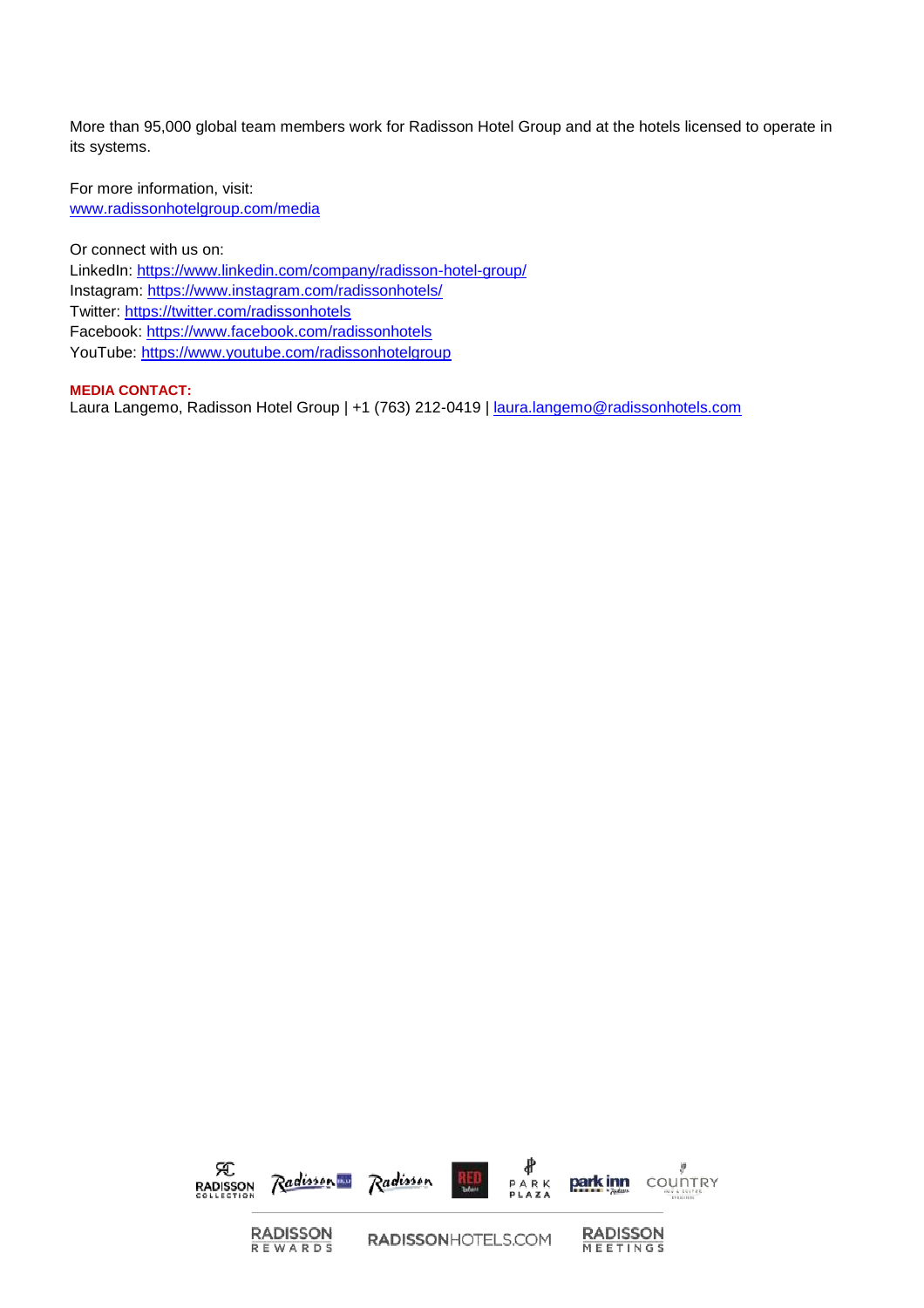More than 95,000 global team members work for Radisson Hotel Group and at the hotels licensed to operate in its systems.

For more information, visit:
[www.radissonhotelgroup.com/media](www.radissonhotelgroup.com/media)

Or connect with us on:
LinkedIn: [https://www.linkedin.com/company/radisson-hotel-group/](https://www.linkedin.com/company/radisson-hotel-group/)
Instagram: [https://www.instagram.com/radissonhotels/](https://www.instagram.com/radissonhotels/)
Twitter: [https://twitter.com/radissonhotels](https://twitter.com/radissonhotels)
Facebook: [https://www.facebook.com/radissonhotels](https://www.facebook.com/radissonhotels)
YouTube: [https://www.youtube.com/radissonhotelgroup](https://www.youtube.com/radissonhotelgroup)

**MEDIA CONTACT:**
Laura Langemo, Radisson Hotel Group | +1 (763) 212-0419 | [laura.langemo@radissonhotels.com](mailto:laura.langemo@radissonhotels.com)